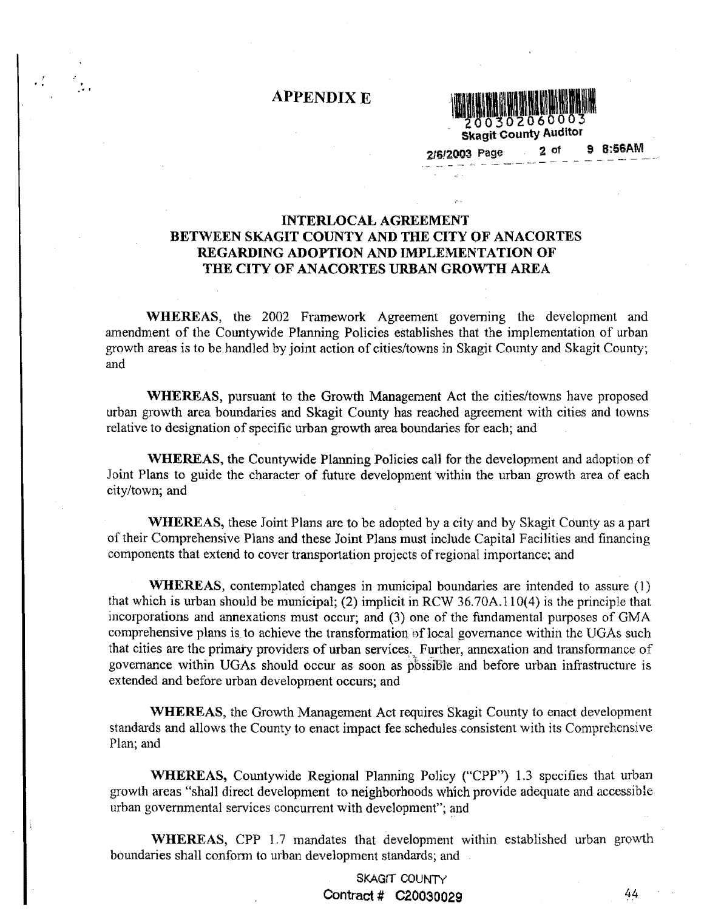# APPENDIX E

## INTERLOCAL AGREEMENT BETWEEN SKAGIT COUNTY AND THE CITY OF ANACORTES REGARDING ADOPTION AND IMPLEMENTATION OF THE CITY OF ANACORTES URBAN GROWTH AREA

**WHEREAS**, the 2002 Framework Agreement governing the development and amendment of the Countywide Planning Policies establishes that the implementation of urban growth areas is to be handled by joint action of cities/towns in Skagit County and Skagit County; and

**WHEREAS**, pursuant to the Growth Management Act the cities/towns have proposed urban growth area boundaries and Skagit County has reached agreement with cities and towns relative to designation of specific urban growth area boundaries for each; and

**WHEREAS**, the Countywide Planning Policies call for the development and adoption of Joint Plans to guide the character of future development within the urban growth area of each city/town; and

**WHEREAS**, these Joint Plans are to be adopted by a city and by Skagit County as a part of their Comprehensive Plans and these Joint Plans must include Capital Facilities and financing components that extend to cover transportation projects of regional importance; and

**WHEREAS**, contemplated changes in municipal boundaries are intended to assure (1) that which is urban should be municipal; (2) implicit in RCW 36.70A.110(4) is the principle that incorporations and annexations must occur; and (3) one of the fundamental purposes of GMA comprehensive plans is to achieve the transformation of local governance within the UGAs such that cities are the primary providers of urban services. Further, annexation and transformance of governance within UGAs should occur as soon as possible and before urban infrastructure is extended and before urban development occurs; and

**WHEREAS**, the Growth Management Act requires Skagit County to enact development standards and allows the County to enact impact fee schedules consistent with its Comprehensive Plan; and

**WHEREAS**, Countywide Regional Planning Policy ("CPP") 1.3 specifies that urban growth areas "shall direct development to neighborhoods which provide adequate and accessible urban governmental services concurrent with development"; and

**WHEREAS**, CPP 1.7 mandates that development within established urban growth boundaries shall conform to urban development standards; and

SKAGIT COUNTY
Contract # C20030029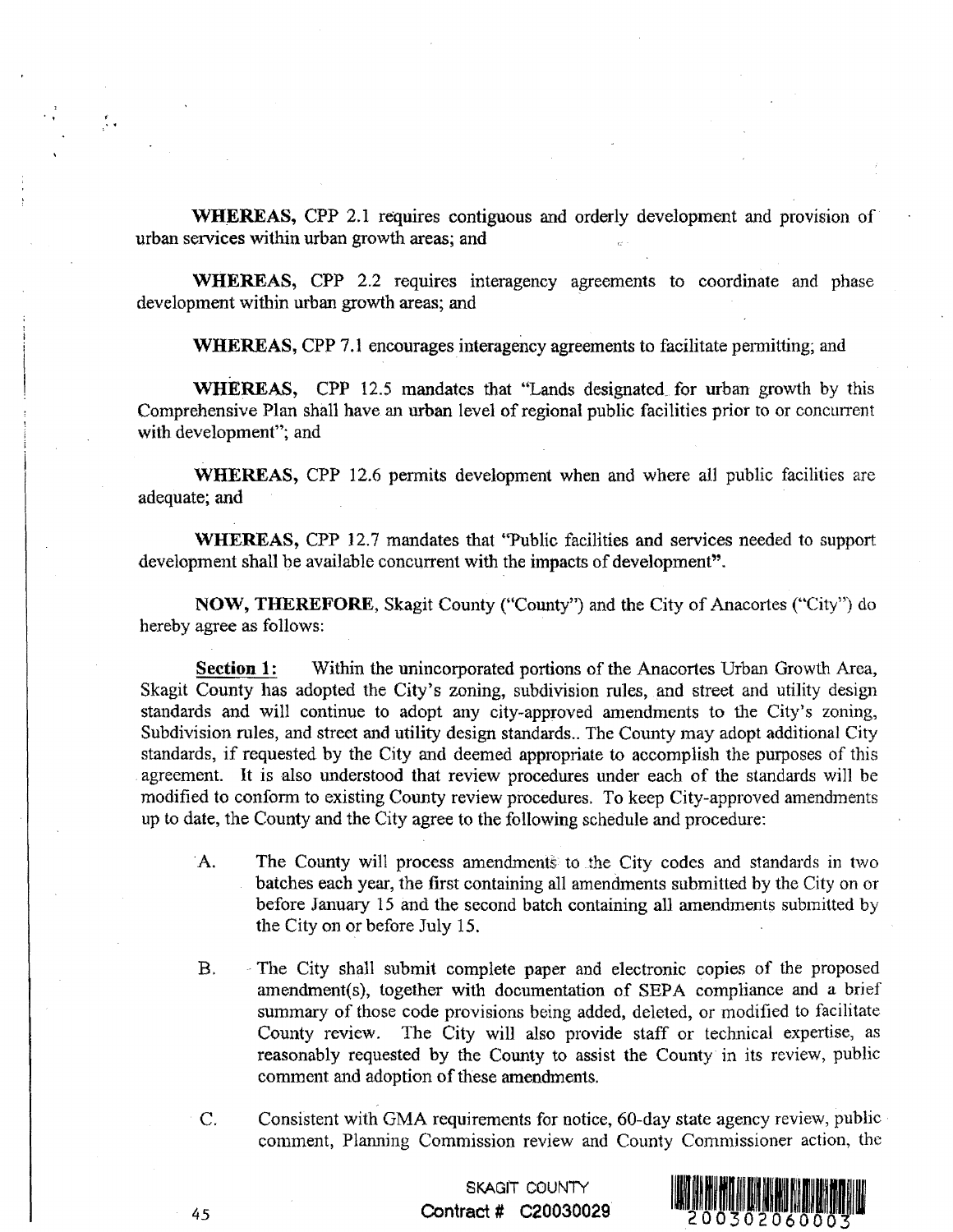**WHEREAS,** CPP 2.1 requires contiguous and orderly development and provision of urban services within urban growth areas; and

**WHEREAS,** CPP 2.2 requires interagency agreements to coordinate and phase development within urban growth areas; and

**WHEREAS,** CPP 7.1 encourages interagency agreements to facilitate permitting; and

**WHEREAS,** CPP 12.5 mandates that "Lands designated for urban growth by this Comprehensive Plan shall have an urban level of regional public facilities prior to or concurrent with development"; and

**WHEREAS,** CPP 12.6 permits development when and where all public facilities are adequate; and

**WHEREAS,** CPP 12.7 mandates that "Public facilities and services needed to support development shall be available concurrent with the impacts of development".

**NOW, THEREFORE**, Skagit County ("County") and the City of Anacortes ("City") do hereby agree as follows:

**Section 1:** Within the unincorporated portions of the Anacortes Urban Growth Area, Skagit County has adopted the City's zoning, subdivision rules, and street and utility design standards and will continue to adopt any city-approved amendments to the City's zoning, Subdivision rules, and street and utility design standards.. The County may adopt additional City standards, if requested by the City and deemed appropriate to accomplish the purposes of this agreement. It is also understood that review procedures under each of the standards will be modified to conform to existing County review procedures. To keep City-approved amendments up to date, the County and the City agree to the following schedule and procedure:

A. The County will process amendments to the City codes and standards in two batches each year, the first containing all amendments submitted by the City on or before January 15 and the second batch containing all amendments submitted by the City on or before July 15.

B. The City shall submit complete paper and electronic copies of the proposed amendment(s), together with documentation of SEPA compliance and a brief summary of those code provisions being added, deleted, or modified to facilitate County review. The City will also provide staff or technical expertise, as reasonably requested by the County to assist the County in its review, public comment and adoption of these amendments.

C. Consistent with GMA requirements for notice, 60-day state agency review, public comment, Planning Commission review and County Commissioner action, the

SKAGIT COUNTY
Contract # C20030029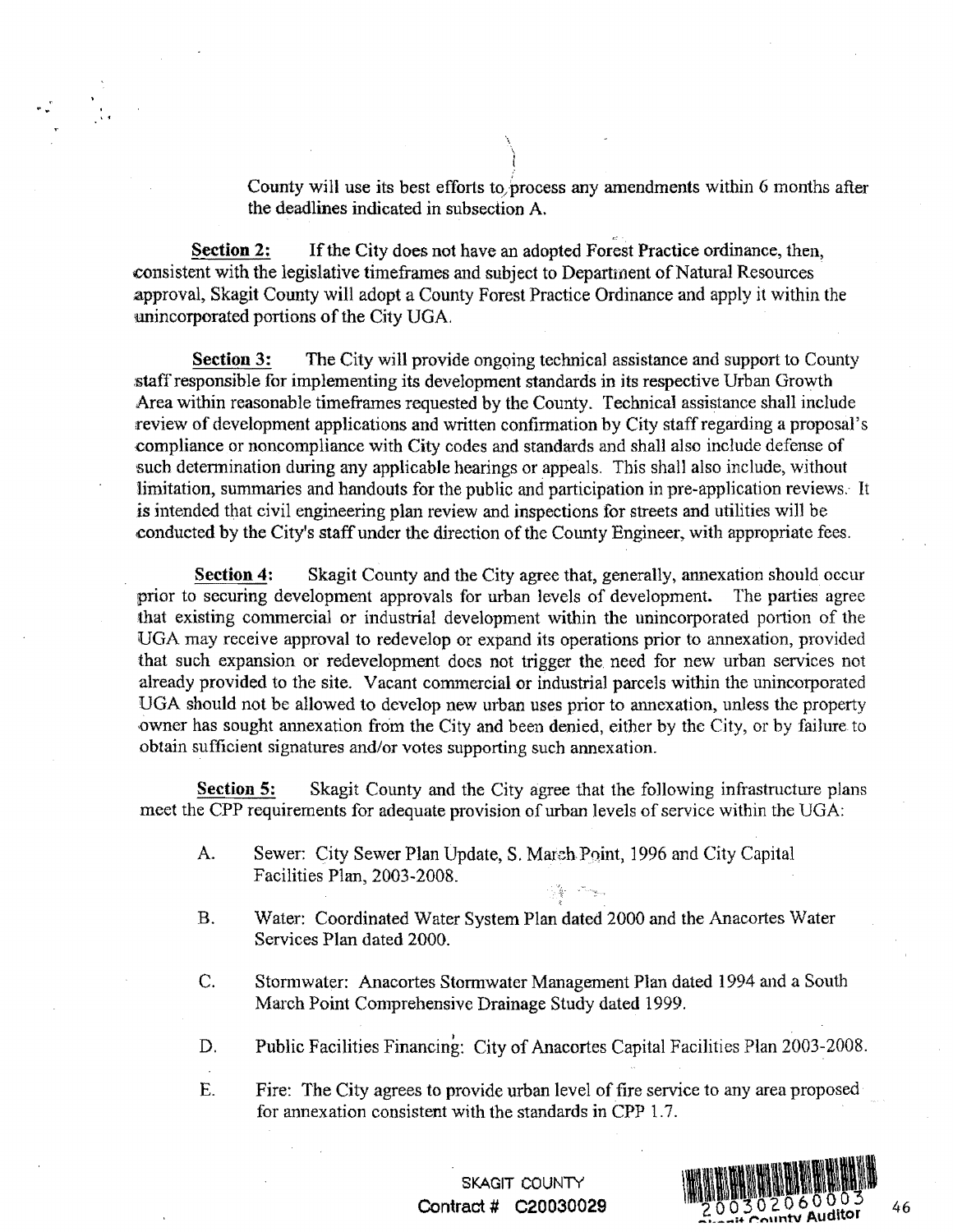County will use its best efforts to process any amendments within 6 months after the deadlines indicated in subsection A.

**Section 2:** If the City does not have an adopted Forest Practice ordinance, then, consistent with the legislative timeframes and subject to Department of Natural Resources approval, Skagit County will adopt a County Forest Practice Ordinance and apply it within the unincorporated portions of the City UGA.

**Section 3:** The City will provide ongoing technical assistance and support to County staff responsible for implementing its development standards in its respective Urban Growth Area within reasonable timeframes requested by the County. Technical assistance shall include review of development applications and written confirmation by City staff regarding a proposal's compliance or noncompliance with City codes and standards and shall also include defense of such determination during any applicable hearings or appeals. This shall also include, without limitation, summaries and handouts for the public and participation in pre-application reviews. It is intended that civil engineering plan review and inspections for streets and utilities will be conducted by the City's staff under the direction of the County Engineer, with appropriate fees.

**Section 4:** Skagit County and the City agree that, generally, annexation should occur prior to securing development approvals for urban levels of development. The parties agree that existing commercial or industrial development within the unincorporated portion of the UGA may receive approval to redevelop or expand its operations prior to annexation, provided that such expansion or redevelopment does not trigger the need for new urban services not already provided to the site. Vacant commercial or industrial parcels within the unincorporated UGA should not be allowed to develop new urban uses prior to annexation, unless the property owner has sought annexation from the City and been denied, either by the City, or by failure to obtain sufficient signatures and/or votes supporting such annexation.

**Section 5:** Skagit County and the City agree that the following infrastructure plans meet the CPP requirements for adequate provision of urban levels of service within the UGA:

A. Sewer: City Sewer Plan Update, S. March Point, 1996 and City Capital Facilities Plan, 2003-2008.

B. Water: Coordinated Water System Plan dated 2000 and the Anacortes Water Services Plan dated 2000.

C. Stormwater: Anacortes Stormwater Management Plan dated 1994 and a South March Point Comprehensive Drainage Study dated 1999.

D. Public Facilities Financing: City of Anacortes Capital Facilities Plan 2003-2008.

E. Fire: The City agrees to provide urban level of fire service to any area proposed for annexation consistent with the standards in CPP 1.7.

SKAGIT COUNTY
Contract # C20030029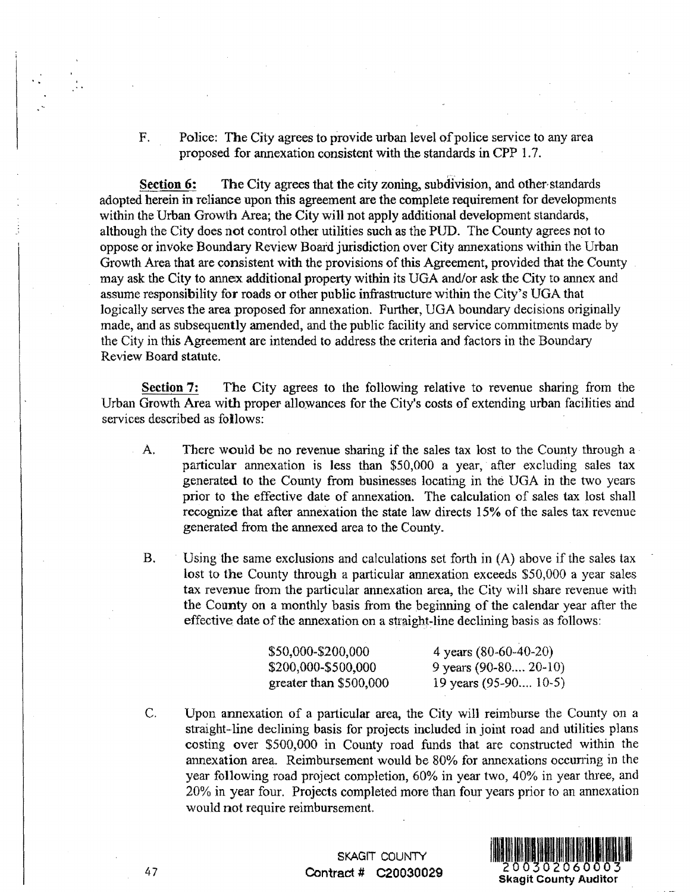F. Police: The City agrees to provide urban level of police service to any area proposed for annexation consistent with the standards in CPP 1.7.

**Section 6:** The City agrees that the city zoning, subdivision, and other standards adopted herein in reliance upon this agreement are the complete requirement for developments within the Urban Growth Area; the City will not apply additional development standards, although the City does not control other utilities such as the PUD. The County agrees not to oppose or invoke Boundary Review Board jurisdiction over City annexations within the Urban Growth Area that are consistent with the provisions of this Agreement, provided that the County may ask the City to annex additional property within its UGA and/or ask the City to annex and assume responsibility for roads or other public infrastructure within the City's UGA that logically serves the area proposed for annexation. Further, UGA boundary decisions originally made, and as subsequently amended, and the public facility and service commitments made by the City in this Agreement are intended to address the criteria and factors in the Boundary Review Board statute.

**Section 7:** The City agrees to the following relative to revenue sharing from the Urban Growth Area with proper allowances for the City's costs of extending urban facilities and services described as follows:

A. There would be no revenue sharing if the sales tax lost to the County through a particular annexation is less than $50,000 a year, after excluding sales tax generated to the County from businesses locating in the UGA in the two years prior to the effective date of annexation. The calculation of sales tax lost shall recognize that after annexation the state law directs 15% of the sales tax revenue generated from the annexed area to the County.

B. Using the same exclusions and calculations set forth in (A) above if the sales tax lost to the County through a particular annexation exceeds $50,000 a year sales tax revenue from the particular annexation area, the City will share revenue with the County on a monthly basis from the beginning of the calendar year after the effective date of the annexation on a straight-line declining basis as follows:

| | |
|---|---|
| $50,000-$200,000 | 4 years (80-60-40-20) |
| $200,000-$500,000 | 9 years (90-80.... 20-10) |
| greater than $500,000 | 19 years (95-90.... 10-5) |

C. Upon annexation of a particular area, the City will reimburse the County on a straight-line declining basis for projects included in joint road and utilities plans costing over $500,000 in County road funds that are constructed within the annexation area. Reimbursement would be 80% for annexations occurring in the year following road project completion, 60% in year two, 40% in year three, and 20% in year four. Projects completed more than four years prior to an annexation would not require reimbursement.

SKAGIT COUNTY
Contract # C20030029

200302060003
Skagit County Auditor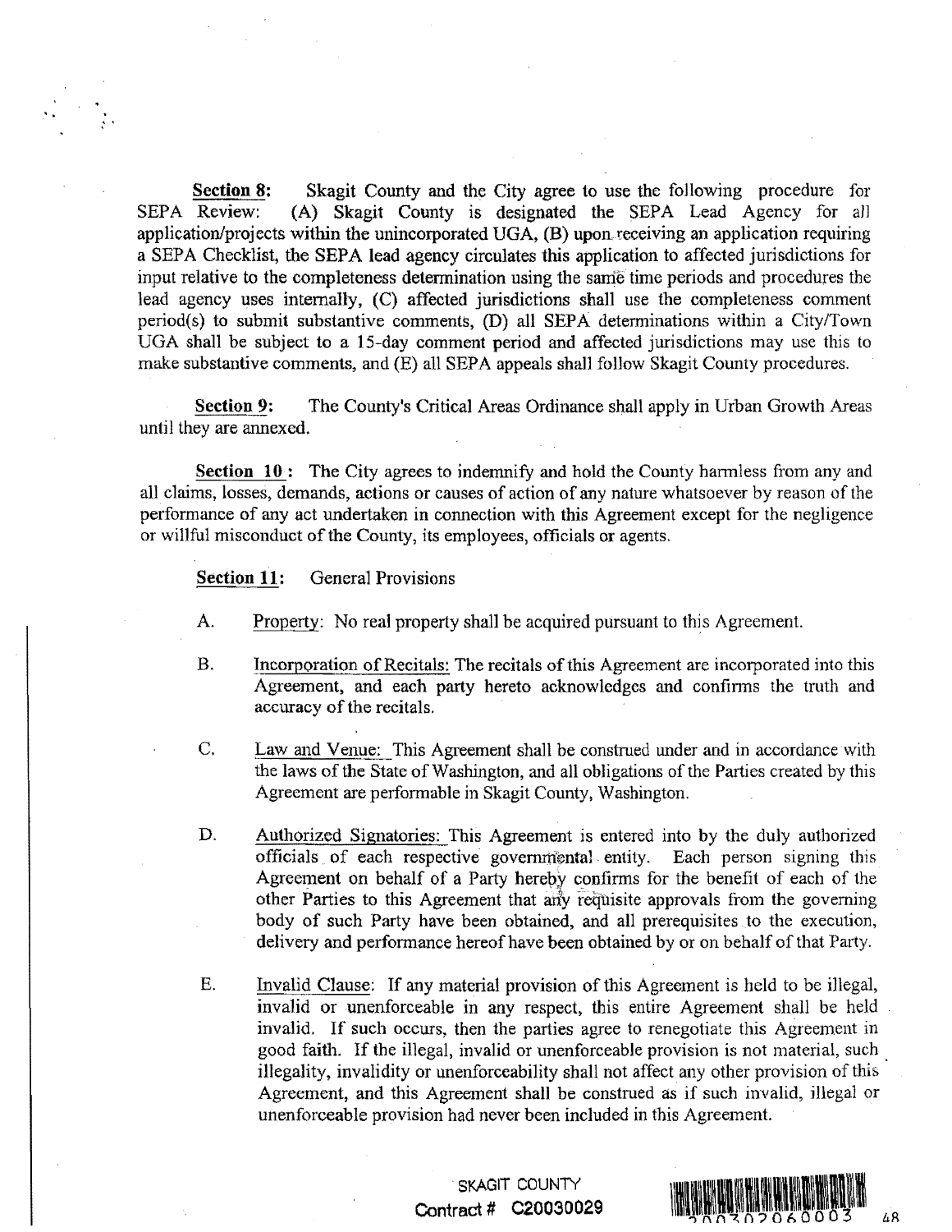**Section 8:** Skagit County and the City agree to use the following procedure for SEPA Review: (A) Skagit County is designated the SEPA Lead Agency for all application/projects within the unincorporated UGA, (B) upon receiving an application requiring a SEPA Checklist, the SEPA lead agency circulates this application to affected jurisdictions for input relative to the completeness determination using the same time periods and procedures the lead agency uses internally, (C) affected jurisdictions shall use the completeness comment period(s) to submit substantive comments, (D) all SEPA determinations within a City/Town UGA shall be subject to a 15-day comment period and affected jurisdictions may use this to make substantive comments, and (E) all SEPA appeals shall follow Skagit County procedures.

**Section 9:** The County's Critical Areas Ordinance shall apply in Urban Growth Areas until they are annexed.

**Section 10:** The City agrees to indemnify and hold the County harmless from any and all claims, losses, demands, actions or causes of action of any nature whatsoever by reason of the performance of any act undertaken in connection with this Agreement except for the negligence or willful misconduct of the County, its employees, officials or agents.

**Section 11:** General Provisions

A. Property: No real property shall be acquired pursuant to this Agreement.

B. Incorporation of Recitals: The recitals of this Agreement are incorporated into this Agreement, and each party hereto acknowledges and confirms the truth and accuracy of the recitals.

C. Law and Venue: This Agreement shall be construed under and in accordance with the laws of the State of Washington, and all obligations of the Parties created by this Agreement are performable in Skagit County, Washington.

D. Authorized Signatories: This Agreement is entered into by the duly authorized officials of each respective governmental entity. Each person signing this Agreement on behalf of a Party hereby confirms for the benefit of each of the other Parties to this Agreement that any requisite approvals from the governing body of such Party have been obtained, and all prerequisites to the execution, delivery and performance hereof have been obtained by or on behalf of that Party.

E. Invalid Clause: If any material provision of this Agreement is held to be illegal, invalid or unenforceable in any respect, this entire Agreement shall be held invalid. If such occurs, then the parties agree to renegotiate this Agreement in good faith. If the illegal, invalid or unenforceable provision is not material, such illegality, invalidity or unenforceability shall not affect any other provision of this Agreement, and this Agreement shall be construed as if such invalid, illegal or unenforceable provision had never been included in this Agreement.

SKAGIT COUNTY
Contract # C20030029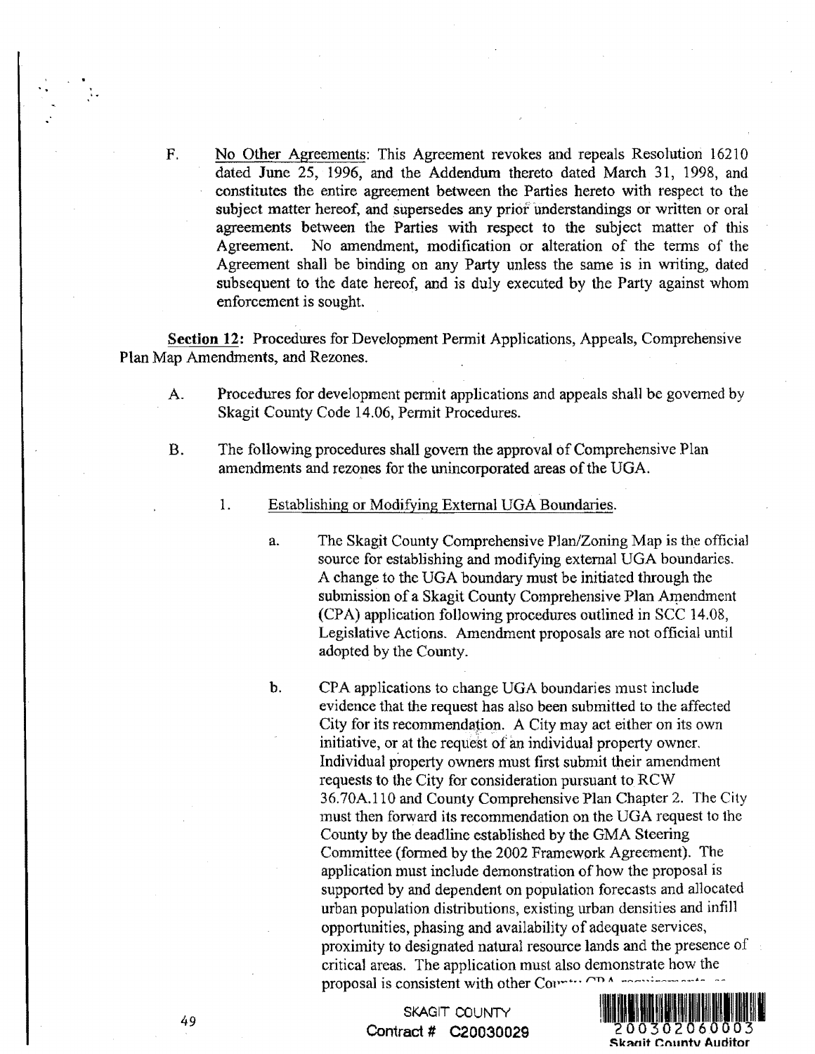F. <u>No Other Agreements</u>: This Agreement revokes and repeals Resolution 16210 dated June 25, 1996, and the Addendum thereto dated March 31, 1998, and constitutes the entire agreement between the Parties hereto with respect to the subject matter hereof, and supersedes any prior understandings or written or oral agreements between the Parties with respect to the subject matter of this Agreement. No amendment, modification or alteration of the terms of the Agreement shall be binding on any Party unless the same is in writing, dated subsequent to the date hereof, and is duly executed by the Party against whom enforcement is sought.

**<u>Section 12</u>:** Procedures for Development Permit Applications, Appeals, Comprehensive Plan Map Amendments, and Rezones.

A. Procedures for development permit applications and appeals shall be governed by Skagit County Code 14.06, Permit Procedures.

B. The following procedures shall govern the approval of Comprehensive Plan amendments and rezones for the unincorporated areas of the UGA.

1. <u>Establishing or Modifying External UGA Boundaries</u>.

a. The Skagit County Comprehensive Plan/Zoning Map is the official source for establishing and modifying external UGA boundaries. A change to the UGA boundary must be initiated through the submission of a Skagit County Comprehensive Plan Amendment (CPA) application following procedures outlined in SCC 14.08, Legislative Actions. Amendment proposals are not official until adopted by the County.

b. CPA applications to change UGA boundaries must include evidence that the request has also been submitted to the affected City for its recommendation. A City may act either on its own initiative, or at the request of an individual property owner. Individual property owners must first submit their amendment requests to the City for consideration pursuant to RCW 36.70A.110 and County Comprehensive Plan Chapter 2. The City must then forward its recommendation on the UGA request to the County by the deadline established by the GMA Steering Committee (formed by the 2002 Framework Agreement). The application must include demonstration of how the proposal is supported by and dependent on population forecasts and allocated urban population distributions, existing urban densities and infill opportunities, phasing and availability of adequate services, proximity to designated natural resource lands and the presence of critical areas. The application must also demonstrate how the proposal is consistent with other County CPA requirements or

SKAGIT COUNTY
Contract # C20030029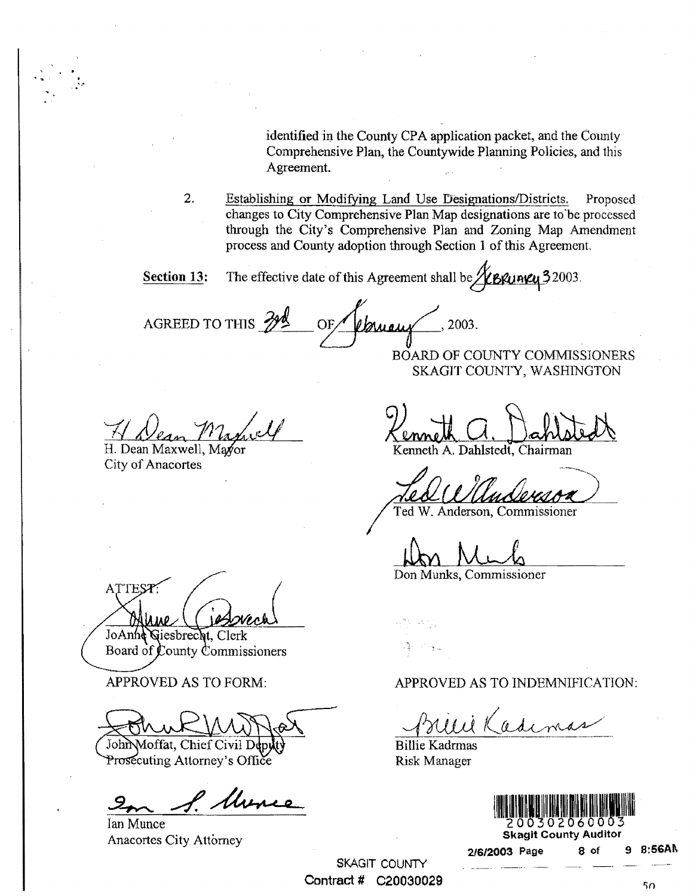identified in the County CPA application packet, and the County Comprehensive Plan, the Countywide Planning Policies, and this Agreement.

2. Establishing or Modifying Land Use Designations/Districts. Proposed changes to City Comprehensive Plan Map designations are to be processed through the City's Comprehensive Plan and Zoning Map Amendment process and County adoption through Section 1 of this Agreement.

**Section 13:** The effective date of this Agreement shall be February 3 2003.

AGREED TO THIS 3rd OF February, 2003.

BOARD OF COUNTY COMMISSIONERS
SKAGIT COUNTY, WASHINGTON

H. Dean Maxwell, Mayor
City of Anacortes

Kenneth A. Dahlstedt, Chairman

Ted W. Anderson, Commissioner

Don Munks, Commissioner

ATTEST:

JoAnne Giesbrecht, Clerk
Board of County Commissioners

APPROVED AS TO FORM:

John Moffat, Chief Civil Deputy
Prosecuting Attorney's Office

Ian Munce
Anacortes City Attorney

APPROVED AS TO INDEMNIFICATION:

Billie Kadrmas
Risk Manager

200302060003
Skagit County Auditor
2/6/2003 Page 8 of 9 8:56AM

SKAGIT COUNTY
Contract # C20030029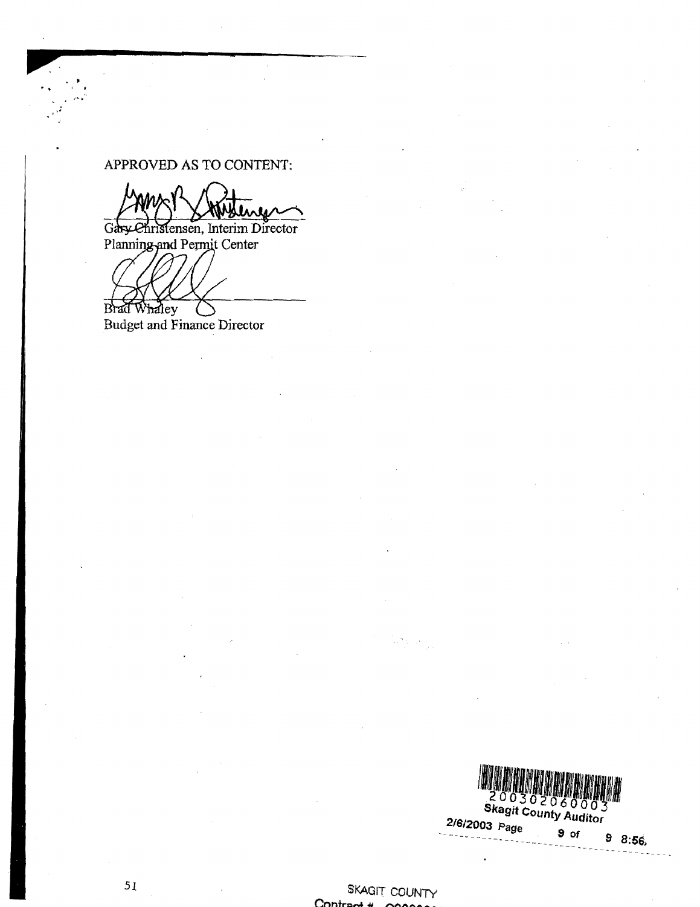APPROVED AS TO CONTENT:

Gary Christensen, Interim Director
Planning and Permit Center

Brad Whaley
Budget and Finance Director

200302060003
Skagit County Auditor
2/6/2003 Page 9 of 9 8:56

SKAGIT COUNTY
Contract #